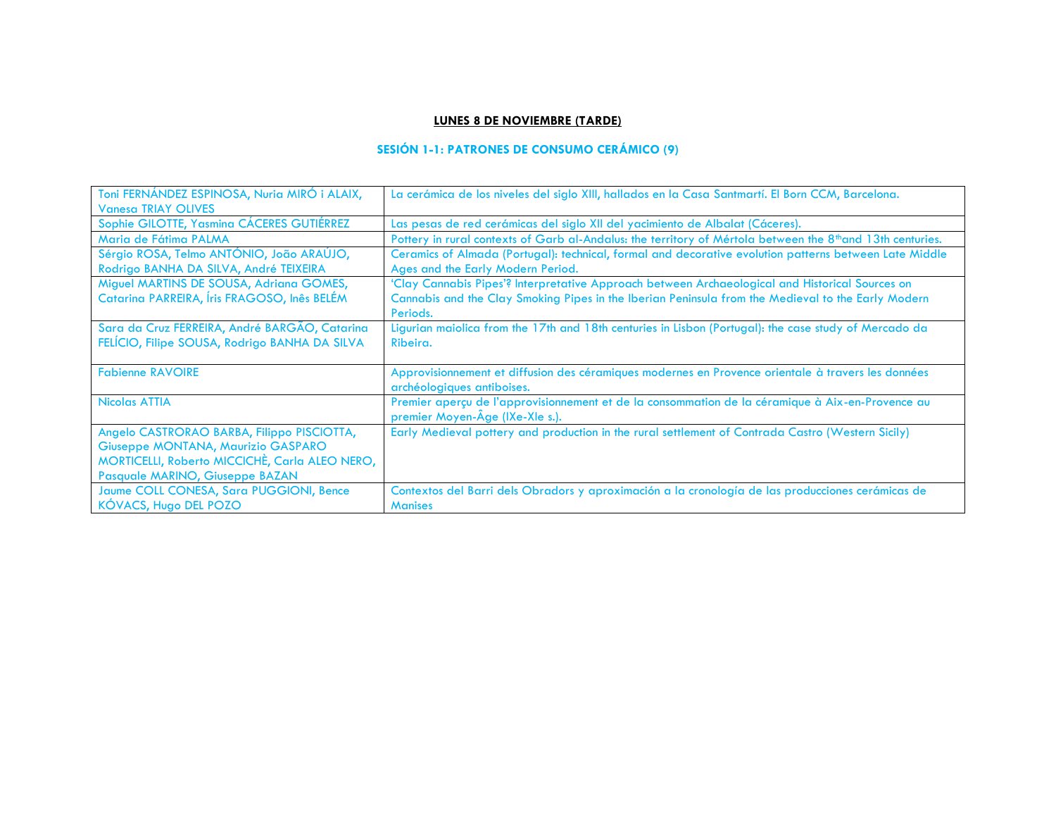**LUNES 8 DE NOVIEMBRE (TARDE)**

## SESIÓN 1-1: PATRONES DE CONSUMO CERÁMICO (9)

| Autores | Título |
|---|---|
| Toni FERNÁNDEZ ESPINOSA, Nuria MIRÓ i ALAIX, Vanesa TRIAY OLIVES | La cerámica de los niveles del siglo XIII, hallados en la Casa Santmartí. El Born CCM, Barcelona. |
| Sophie GILOTTE, Yasmina CÁCERES GUTIÉRREZ | Las pesas de red cerámicas del siglo XII del yacimiento de Albalat (Cáceres). |
| Maria de Fátima PALMA | Pottery in rural contexts of Garb al-Andalus: the territory of Mértola between the 8thand 13th centuries. |
| Sérgio ROSA, Telmo ANTÓNIO, João ARAÚJO, Rodrigo BANHA DA SILVA, André TEIXEIRA | Ceramics of Almada (Portugal): technical, formal and decorative evolution patterns between Late Middle Ages and the Early Modern Period. |
| Miguel MARTINS DE SOUSA, Adriana GOMES, Catarina PARREIRA, Íris FRAGOSO, Inês BELÉM | 'Clay Cannabis Pipes'? Interpretative Approach between Archaeological and Historical Sources on Cannabis and the Clay Smoking Pipes in the Iberian Peninsula from the Medieval to the Early Modern Periods. |
| Sara da Cruz FERREIRA, André BARGÃO, Catarina FELÍCIO, Filipe SOUSA, Rodrigo BANHA DA SILVA | Ligurian maiolica from the 17th and 18th centuries in Lisbon (Portugal): the case study of Mercado da Ribeira. |
| Fabienne RAVOIRE | Approvisionnement et diffusion des céramiques modernes en Provence orientale à travers les données archéologiques antiboises. |
| Nicolas ATTIA | Premier aperçu de l'approvisionnement et de la consommation de la céramique à Aix-en-Provence au premier Moyen-Âge (IXe-XIe s.). |
| Angelo CASTRORAO BARBA, Filippo PISCIOTTA, Giuseppe MONTANA, Maurizio GASPARO MORTICELLI, Roberto MICCICHÈ, Carla ALEO NERO, Pasquale MARINO, Giuseppe BAZAN | Early Medieval pottery and production in the rural settlement of Contrada Castro (Western Sicily) |
| Jaume COLL CONESA, Sara PUGGIONI, Bence KÓVACS, Hugo DEL POZO | Contextos del Barri dels Obradors y aproximación a la cronología de las producciones cerámicas de Manises |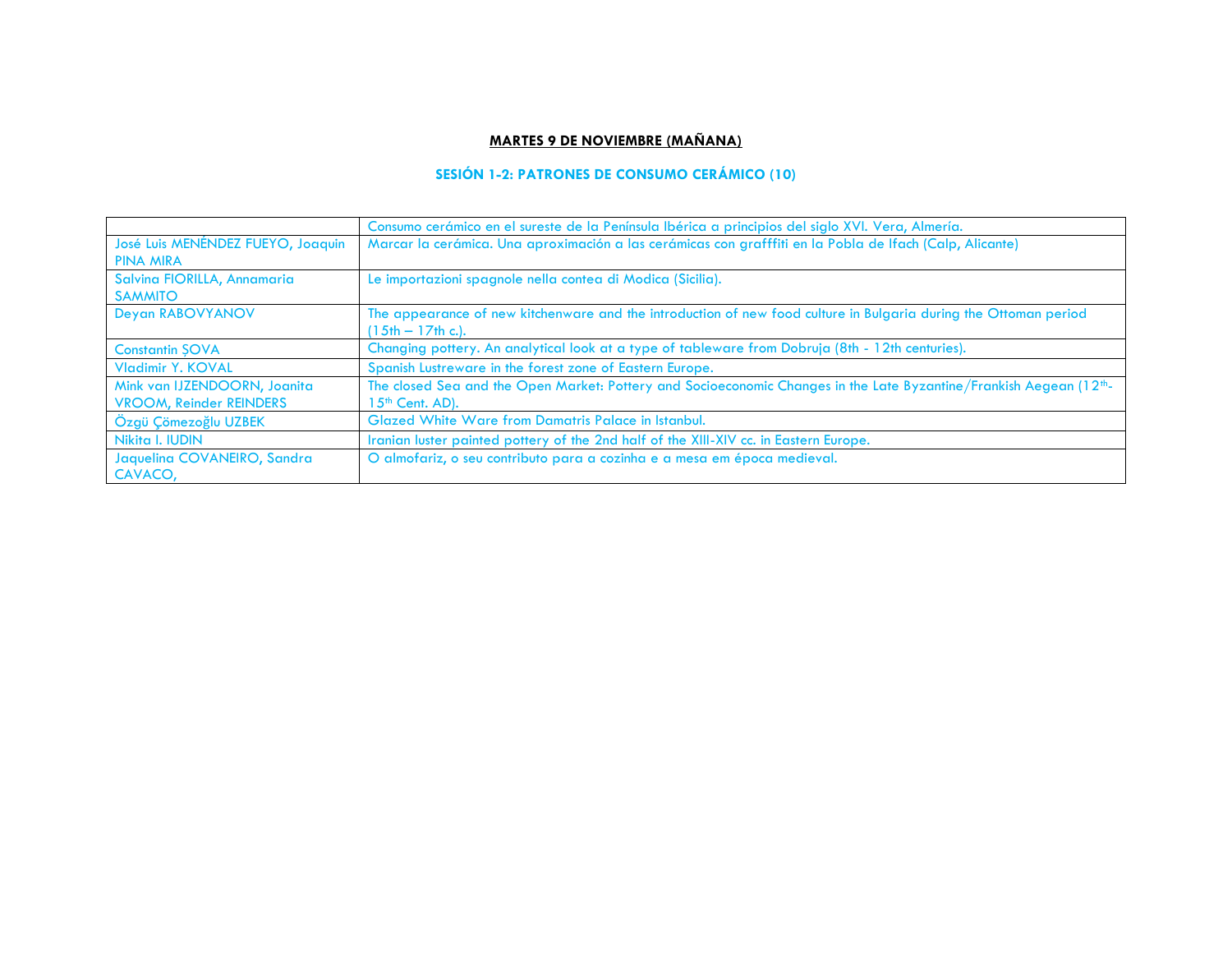**MARTES 9 DE NOVIEMBRE (MAÑANA)**

**SESIÓN 1-2: PATRONES DE CONSUMO CERÁMICO (10)**

| | |
|---|---|
| | Consumo cerámico en el sureste de la Península Ibérica a principios del siglo XVI. Vera, Almería. |
| José Luis MENÉNDEZ FUEYO, Joaquin PINA MIRA | Marcar la cerámica. Una aproximación a las cerámicas con grafffiti en la Pobla de Ifach (Calp, Alicante) |
| Salvina FIORILLA, Annamaria SAMMITO | Le importazioni spagnole nella contea di Modica (Sicilia). |
| Deyan RABOVYANOV | The appearance of new kitchenware and the introduction of new food culture in Bulgaria during the Ottoman period (15th – 17th c.). |
| Constantin ŞOVA | Changing pottery. An analytical look at a type of tableware from Dobruja (8th - 12th centuries). |
| Vladimir Y. KOVAL | Spanish Lustreware in the forest zone of Eastern Europe. |
| Mink van IJZENDOORN, Joanita VROOM, Reinder REINDERS | The closed Sea and the Open Market: Pottery and Socioeconomic Changes in the Late Byzantine/Frankish Aegean (12th-15th Cent. AD). |
| Özgü Çömezoğlu UZBEK | Glazed White Ware from Damatris Palace in Istanbul. |
| Nikita I. IUDIN | Iranian luster painted pottery of the 2nd half of the XIII-XIV cc. in Eastern Europe. |
| Jaquelina COVANEIRO, Sandra CAVACO, | O almofariz, o seu contributo para a cozinha e a mesa em época medieval. |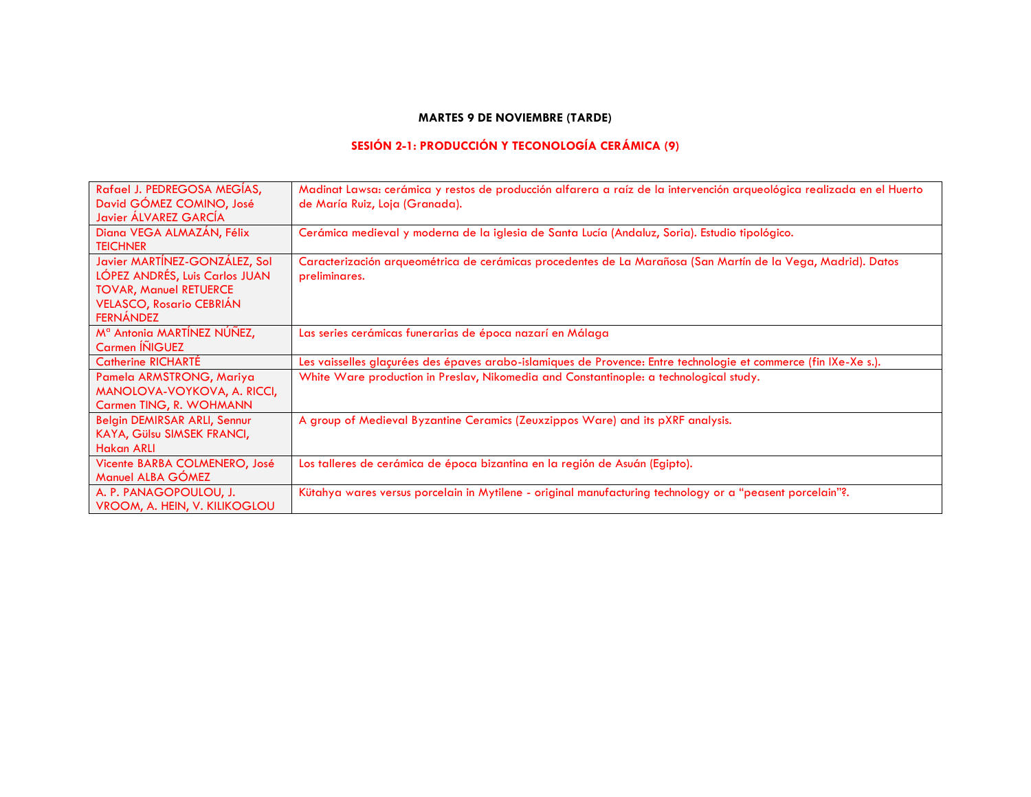**MARTES 9 DE NOVIEMBRE (TARDE)**

**SESIÓN 2-1: PRODUCCIÓN Y TECONOLOGÍA CERÁMICA (9)**

| | |
|---|---|
| Rafael J. PEDREGOSA MEGÍAS, David GÓMEZ COMINO, José Javier ÁLVAREZ GARCÍA | Madinat Lawsa: cerámica y restos de producción alfarera a raíz de la intervención arqueológica realizada en el Huerto de María Ruiz, Loja (Granada). |
| Diana VEGA ALMAZÁN, Félix TEICHNER | Cerámica medieval y moderna de la iglesia de Santa Lucía (Andaluz, Soria). Estudio tipológico. |
| Javier MARTÍNEZ-GONZÁLEZ, Sol LÓPEZ ANDRÉS, Luis Carlos JUAN TOVAR, Manuel RETUERCE VELASCO, Rosario CEBRIÁN FERNÁNDEZ | Caracterización arqueométrica de cerámicas procedentes de La Marañosa (San Martín de la Vega, Madrid). Datos preliminares. |
| Mª Antonia MARTÍNEZ NÚÑEZ, Carmen ÍÑIGUEZ | Las series cerámicas funerarias de época nazarí en Málaga |
| Catherine RICHARTÉ | Les vaisselles glaçurées des épaves arabo-islamiques de Provence: Entre technologie et commerce (fin IXe-Xe s.). |
| Pamela ARMSTRONG, Mariya MANOLOVA-VOYKOVA, A. RICCI, Carmen TING, R. WOHMANN | White Ware production in Preslav, Nikomedia and Constantinople: a technological study. |
| Belgin DEMIRSAR ARLI, Sennur KAYA, Gülsu SIMSEK FRANCI, Hakan ARLI | A group of Medieval Byzantine Ceramics (Zeuxzippos Ware) and its pXRF analysis. |
| Vicente BARBA COLMENERO, José Manuel ALBA GÓMEZ | Los talleres de cerámica de época bizantina en la región de Asuán (Egipto). |
| A. P. PANAGOPOULOU, J. VROOM, A. HEIN, V. KILIKOGLOU | Kütahya wares versus porcelain in Mytilene - original manufacturing technology or a "peasent porcelain"?. |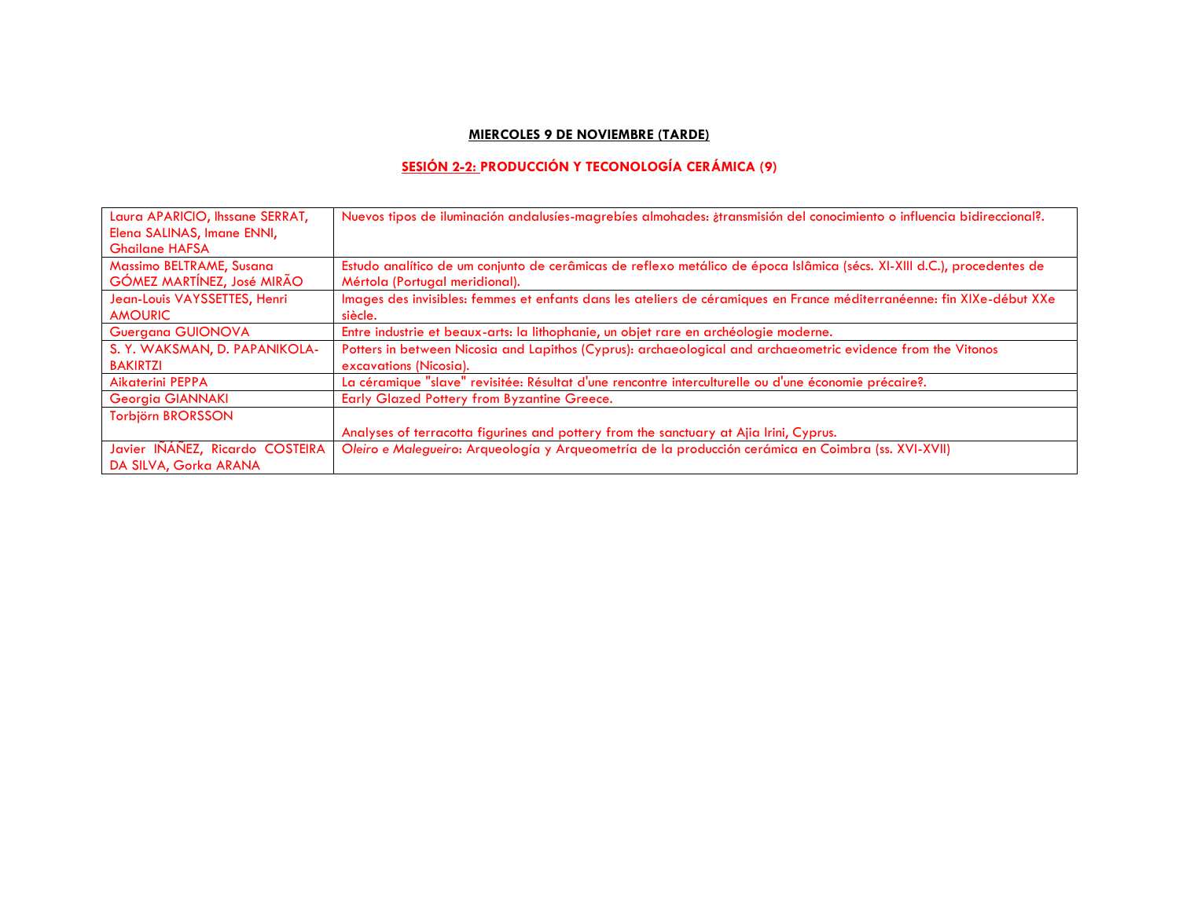**MIERCOLES 9 DE NOVIEMBRE (TARDE)**

**SESIÓN 2-2: PRODUCCIÓN Y TECONOLOGÍA CERÁMICA (9)**

| | |
|---|---|
| Laura APARICIO, Ihssane SERRAT, Elena SALINAS, Imane ENNI, Ghailane HAFSA | Nuevos tipos de iluminación andalusíes-magrebíes almohades: ¿transmisión del conocimiento o influencia bidireccional?. |
| Massimo BELTRAME, Susana GÓMEZ MARTÍNEZ, José MIRÃO | Estudo analítico de um conjunto de cerâmicas de reflexo metálico de época Islâmica (sécs. XI-XIII d.C.), procedentes de Mértola (Portugal meridional). |
| Jean-Louis VAYSSETTES, Henri AMOURIC | Images des invisibles: femmes et enfants dans les ateliers de céramiques en France méditerranéenne: fin XIXe-début XXe siècle. |
| Guergana GUIONOVA | Entre industrie et beaux-arts: la lithophanie, un objet rare en archéologie moderne. |
| S. Y. WAKSMAN, D. PAPANIKOLA-BAKIRTZI | Potters in between Nicosia and Lapithos (Cyprus): archaeological and archaeometric evidence from the Vitonos excavations (Nicosia). |
| Aikaterini PEPPA | La céramique "slave" revisitée: Résultat d'une rencontre interculturelle ou d'une économie précaire?. |
| Georgia GIANNAKI | Early Glazed Pottery from Byzantine Greece. |
| Torbjörn BRORSSON | Analyses of terracotta figurines and pottery from the sanctuary at Ajia Irini, Cyprus. |
| Javier IÑAÑEZ, Ricardo COSTEIRA DA SILVA, Gorka ARANA | *Oleiro* e *Malegueiro*: Arqueología y Arqueometría de la producción cerámica en Coimbra (ss. XVI-XVII) |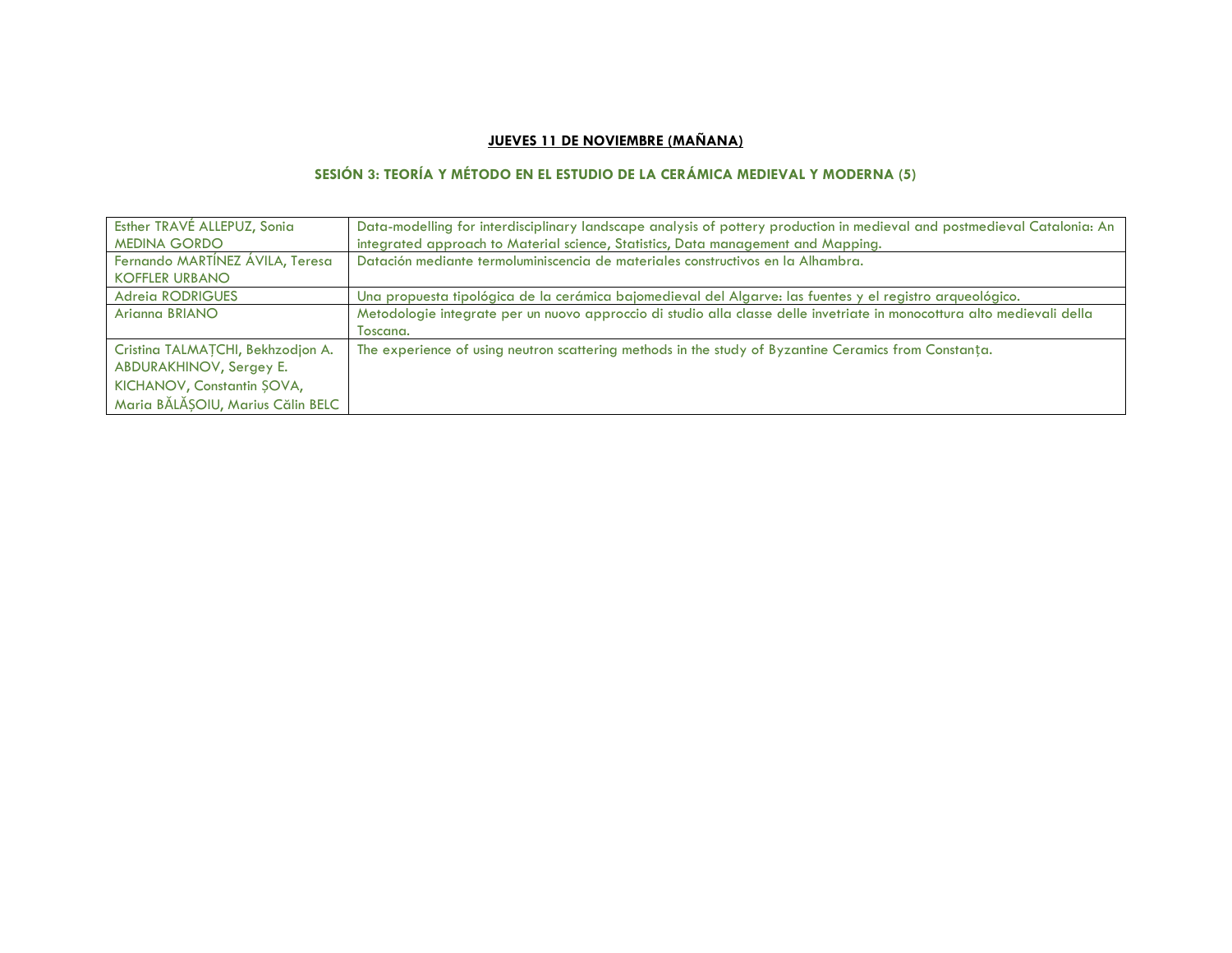**JUEVES 11 DE NOVIEMBRE (MAÑANA)**

**SESIÓN 3: TEORÍA Y MÉTODO EN EL ESTUDIO DE LA CERÁMICA MEDIEVAL Y MODERNA (5)**

| | |
|---|---|
| Esther TRAVÉ ALLEPUZ, Sonia MEDINA GORDO | Data-modelling for interdisciplinary landscape analysis of pottery production in medieval and postmedieval Catalonia: An integrated approach to Material science, Statistics, Data management and Mapping. |
| Fernando MARTÍNEZ ÁVILA, Teresa KOFFLER URBANO | Datación mediante termoluminiscencia de materiales constructivos en la Alhambra. |
| Adreia RODRIGUES | Una propuesta tipológica de la cerámica bajomedieval del Algarve: las fuentes y el registro arqueológico. |
| Arianna BRIANO | Metodologie integrate per un nuovo approccio di studio alla classe delle invetriate in monocottura alto medievali della Toscana. |
| Cristina TALMAȚCHI, Bekhzodjon A. ABDURAKHINOV, Sergey E. KICHANOV, Constantin ȘOVA, Maria BĂLĂȘOIU, Marius Călin BELC | The experience of using neutron scattering methods in the study of Byzantine Ceramics from Constanța. |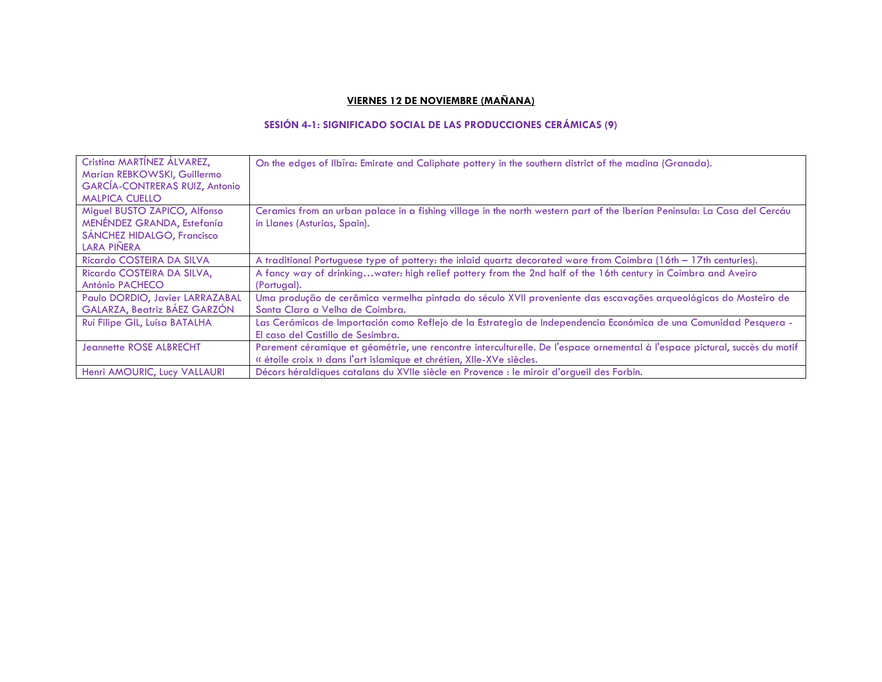**VIERNES 12 DE NOVIEMBRE (MAÑANA)**

**SESIÓN 4-1: SIGNIFICADO SOCIAL DE LAS PRODUCCIONES CERÁMICAS (9)**

| | |
|---|---|
| Cristina MARTÍNEZ ÁLVAREZ, Marian REBKOWSKI, Guillermo GARCÍA-CONTRERAS RUIZ, Antonio MALPICA CUELLO | On the edges of Ilbīra: Emirate and Caliphate pottery in the southern district of the madina (Granada). |
| Miguel BUSTO ZAPICO, Alfonso MENÉNDEZ GRANDA, Estefanía SÁNCHEZ HIDALGO, Francisco LARA PIÑERA | Ceramics from an urban palace in a fishing village in the north western part of the Iberian Peninsula: La Casa del Cercáu in Llanes (Asturias, Spain). |
| Ricardo COSTEIRA DA SILVA | A traditional Portuguese type of pottery: the inlaid quartz decorated ware from Coimbra (16th – 17th centuries). |
| Ricardo COSTEIRA DA SILVA, António PACHECO | A fancy way of drinking…water: high relief pottery from the 2nd half of the 16th century in Coimbra and Aveiro (Portugal). |
| Paulo DORDIO, Javier LARRAZABAL GALARZA, Beatriz BÁEZ GARZÓN | Uma produção de cerâmica vermelha pintada do século XVII proveniente das escavações arqueológicas do Mosteiro de Santa Clara a Velha de Coimbra. |
| Rui Filipe GIL, Luísa BATALHA | Las Cerámicas de Importación como Reflejo de la Estrategia de Independencia Económica de una Comunidad Pesquera - El caso del Castillo de Sesimbra. |
| Jeannette ROSE ALBRECHT | Parement céramique et géométrie, une rencontre interculturelle. De l'espace ornemental à l'espace pictural, succès du motif « étoile croix » dans l'art islamique et chrétien, XIIe-XVe siècles. |
| Henri AMOURIC, Lucy VALLAURI | Décors héraldiques catalans du XVIIe siècle en Provence : le miroir d'orgueil des Forbin. |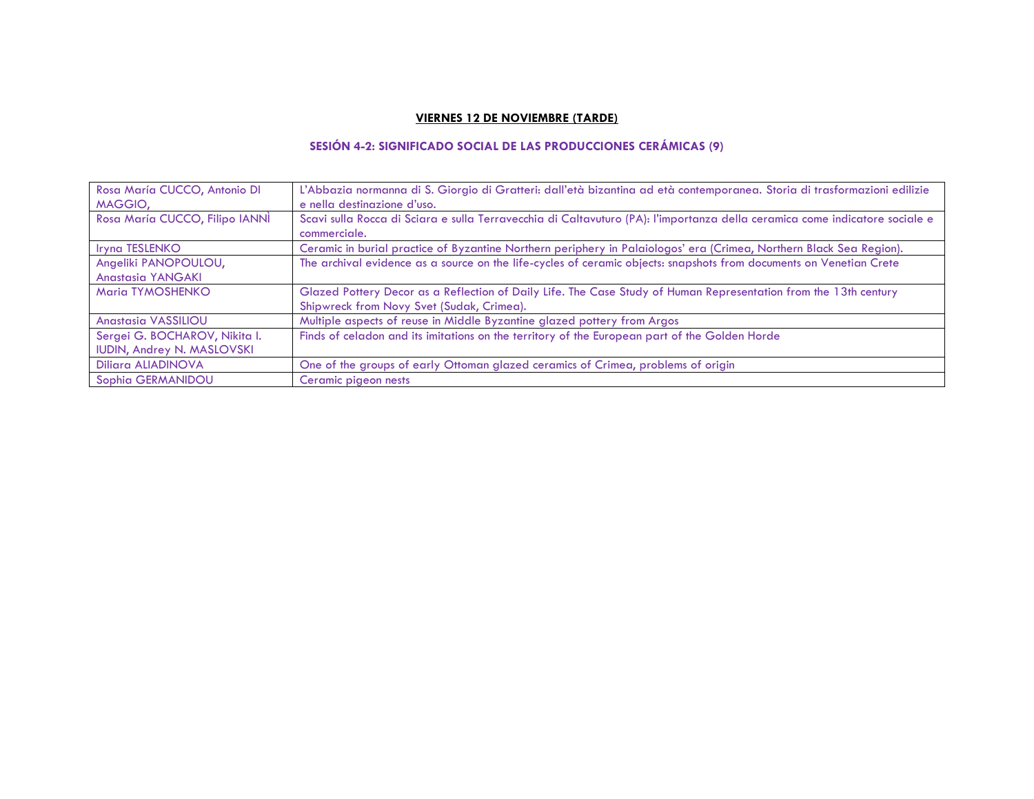**VIERNES 12 DE NOVIEMBRE (TARDE)**

**SESIÓN 4-2: SIGNIFICADO SOCIAL DE LAS PRODUCCIONES CERÁMICAS (9)**

| | |
|---|---|
| Rosa María CUCCO, Antonio DI MAGGIO, | L'Abbazia normanna di S. Giorgio di Gratteri: dall'età bizantina ad età contemporanea. Storia di trasformazioni edilizie e nella destinazione d'uso. |
| Rosa María CUCCO, Filipo IANNÌ | Scavi sulla Rocca di Sciara e sulla Terravecchia di Caltavuturo (PA): l'importanza della ceramica come indicatore sociale e commerciale. |
| Iryna TESLENKO | Ceramic in burial practice of Byzantine Northern periphery in Palaiologos' era (Crimea, Northern Black Sea Region). |
| Angeliki PANOPOULOU, Anastasia YANGAKI | The archival evidence as a source on the life-cycles of ceramic objects: snapshots from documents on Venetian Crete |
| Maria TYMOSHENKO | Glazed Pottery Decor as a Reflection of Daily Life. The Case Study of Human Representation from the 13th century Shipwreck from Novy Svet (Sudak, Crimea). |
| Anastasia VASSILIOU | Multiple aspects of reuse in Middle Byzantine glazed pottery from Argos |
| Sergei G. BOCHAROV, Nikita I. IUDIN, Andrey N. MASLOVSKI | Finds of celadon and its imitations on the territory of the European part of the Golden Horde |
| Diliara ALIADINOVA | One of the groups of early Ottoman glazed ceramics of Crimea, problems of origin |
| Sophia GERMANIDOU | Ceramic pigeon nests |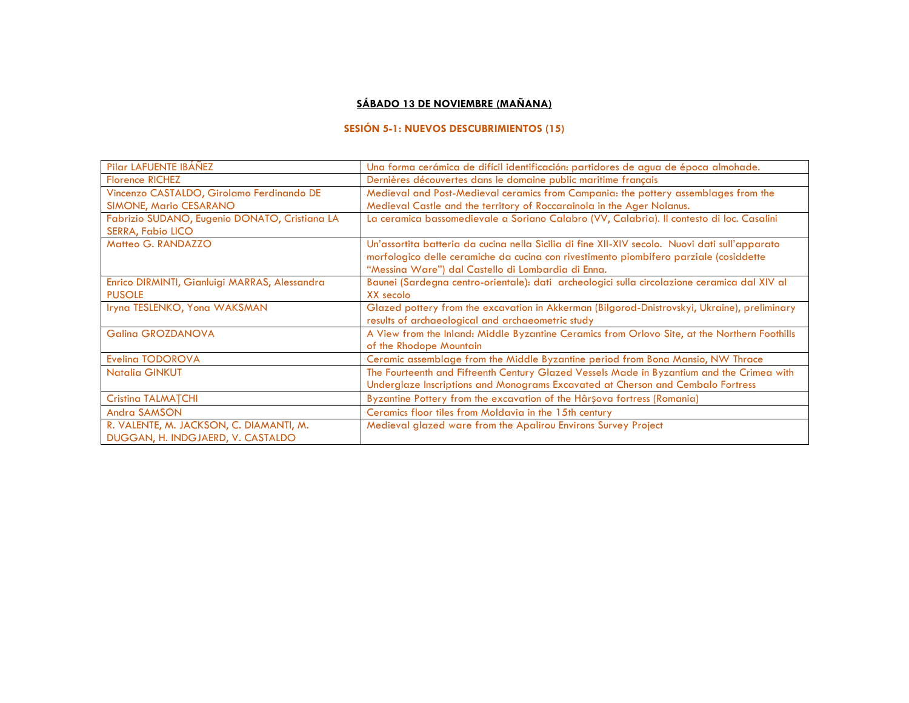**SÁBADO 13 DE NOVIEMBRE (MAÑANA)**

**SESIÓN 5-1: NUEVOS DESCUBRIMIENTOS (15)**

| | |
|---|---|
| Pilar LAFUENTE IBÁÑEZ | Una forma cerámica de difícil identificación: partidores de agua de época almohade. |
| Florence RICHEZ | Dernières découvertes dans le domaine public maritime français |
| Vincenzo CASTALDO, Girolamo Ferdinando DE SIMONE, Mario CESARANO | Medieval and Post-Medieval ceramics from Campania: the pottery assemblages from the Medieval Castle and the territory of Roccarainola in the Ager Nolanus. |
| Fabrizio SUDANO, Eugenio DONATO, Cristiana LA SERRA, Fabio LICO | La ceramica bassomedievale a Soriano Calabro (VV, Calabria). Il contesto di loc. Casalini |
| Matteo G. RANDAZZO | Un'assortita batteria da cucina nella Sicilia di fine XII-XIV secolo. Nuovi dati sull'apparato morfologico delle ceramiche da cucina con rivestimento piombifero parziale (cosiddette "Messina Ware") dal Castello di Lombardia di Enna. |
| Enrico DIRMINTI, Gianluigi MARRAS, Alessandra PUSOLE | Baunei (Sardegna centro-orientale): dati archeologici sulla circolazione ceramica dal XIV al XX secolo |
| Iryna TESLENKO, Yona WAKSMAN | Glazed pottery from the excavation in Akkerman (Bilgorod-Dnistrovskyi, Ukraine), preliminary results of archaeological and archaeometric study |
| Galina GROZDANOVA | A View from the Inland: Middle Byzantine Ceramics from Orlovo Site, at the Northern Foothills of the Rhodope Mountain |
| Evelina TODOROVA | Ceramic assemblage from the Middle Byzantine period from Bona Mansio, NW Thrace |
| Natalia GINKUT | The Fourteenth and Fifteenth Century Glazed Vessels Made in Byzantium and the Crimea with Underglaze Inscriptions and Monograms Excavated at Cherson and Cembalo Fortress |
| Cristina TALMAȚCHI | Byzantine Pottery from the excavation of the Hârșova fortress (Romania) |
| Andra SAMSON | Ceramics floor tiles from Moldavia in the 15th century |
| R. VALENTE, M. JACKSON, C. DIAMANTI, M. DUGGAN, H. INDGJAERD, V. CASTALDO | Medieval glazed ware from the Apalirou Environs Survey Project |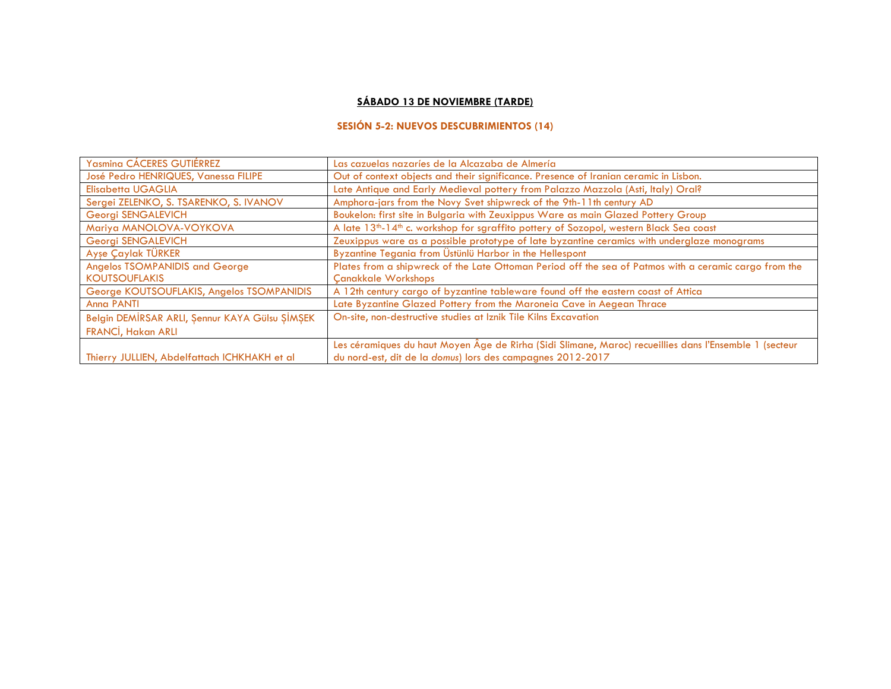**SÁBADO 13 DE NOVIEMBRE (TARDE)**

**SESIÓN 5-2: NUEVOS DESCUBRIMIENTOS (14)**

| | |
|---|---|
| Yasmina CÁCERES GUTIÉRREZ | Las cazuelas nazaríes de la Alcazaba de Almería |
| José Pedro HENRIQUES, Vanessa FILIPE | Out of context objects and their significance. Presence of Iranian ceramic in Lisbon. |
| Elisabetta UGAGLIA | Late Antique and Early Medieval pottery from Palazzo Mazzola (Asti, Italy) Oral? |
| Sergei ZELENKO, S. TSARENKO, S. IVANOV | Amphora-jars from the Novy Svet shipwreck of the 9th-11th century AD |
| Georgi SENGALEVICH | Boukelon: first site in Bulgaria with Zeuxippus Ware as main Glazed Pottery Group |
| Mariya MANOLOVA-VOYKOVA | A late 13th-14th c. workshop for sgraffito pottery of Sozopol, western Black Sea coast |
| Georgi SENGALEVICH | Zeuxippus ware as a possible prototype of late byzantine ceramics with underglaze monograms |
| Ayşe Çaylak TÜRKER | Byzantine Tegania from Üstünlü Harbor in the Hellespont |
| Angelos TSOMPANIDIS and George KOUTSOUFLAKIS | Plates from a shipwreck of the Late Ottoman Period off the sea of Patmos with a ceramic cargo from the Çanakkale Workshops |
| George KOUTSOUFLAKIS, Angelos TSOMPANIDIS | A 12th century cargo of byzantine tableware found off the eastern coast of Attica |
| Anna PANTI | Late Byzantine Glazed Pottery from the Maroneia Cave in Aegean Thrace |
| Belgin DEMİRSAR ARLI, Şennur KAYA Gülsu ŞİMŞEK FRANCİ, Hakan ARLI | On-site, non-destructive studies at Iznik Tile Kilns Excavation |
| Thierry JULLIEN, Abdelfattach ICHKHAKH et al | Les céramiques du haut Moyen Âge de Rirha (Sidi Slimane, Maroc) recueillies dans l'Ensemble 1 (secteur du nord-est, dit de la *domus*) lors des campagnes 2012-2017 |